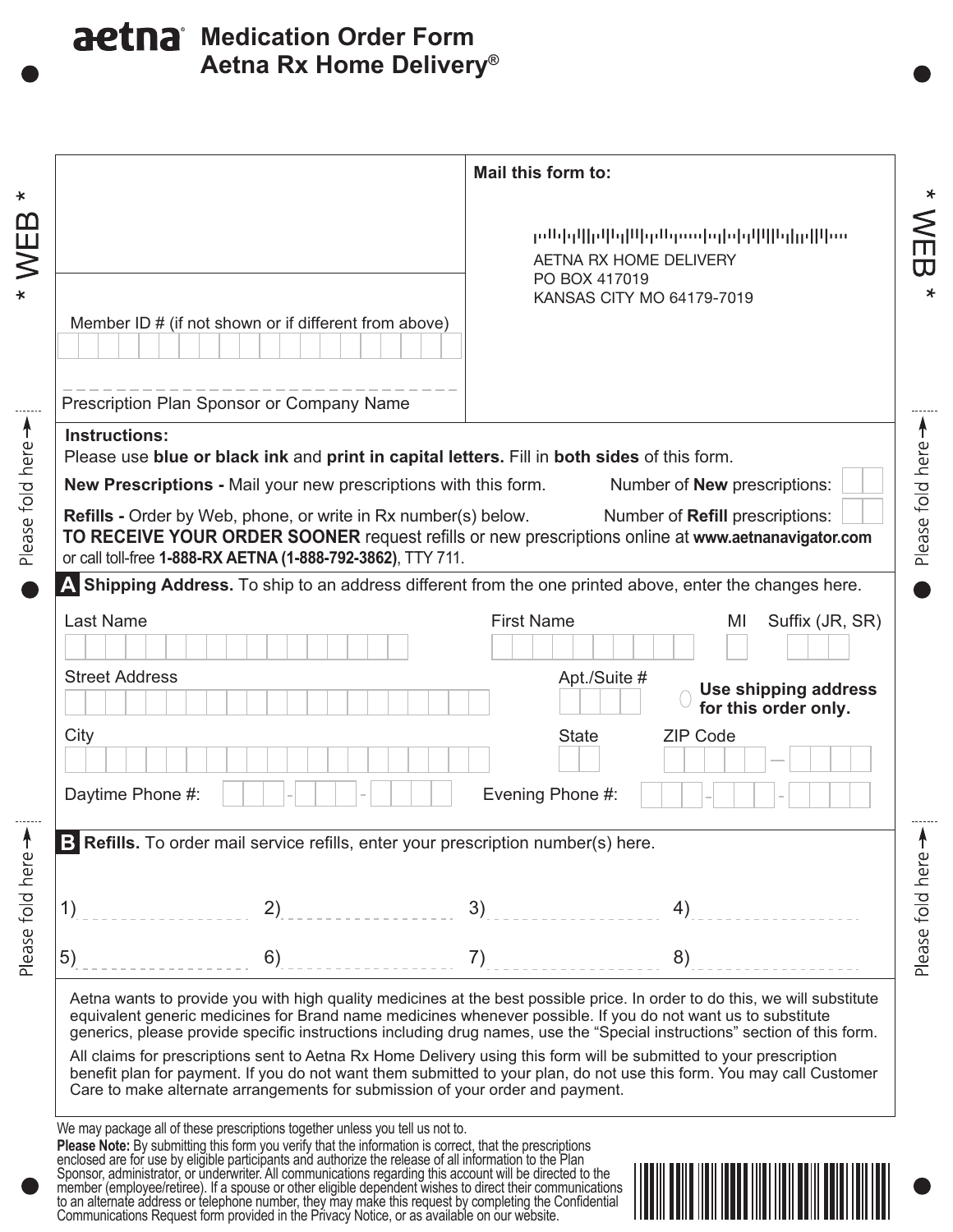# Medication Order Form
## Aetna Rx Home Delivery®

**Mail this form to:**

AETNA RX HOME DELIVERY
PO BOX 417019
KANSAS CITY MO 64179-7019

Member ID # (if not shown or if different from above)

Prescription Plan Sponsor or Company Name

**Instructions:**
Please use **blue or black ink** and **print in capital letters.** Fill in **both sides** of this form.

**New Prescriptions -** Mail your new prescriptions with this form. Number of **New** prescriptions:

**Refills -** Order by Web, phone, or write in Rx number(s) below. Number of **Refill** prescriptions:

**TO RECEIVE YOUR ORDER SOONER** request refills or new prescriptions online at **www.aetnanavigator.com** or call toll-free **1-888-RX AETNA (1-888-792-3862)**, TTY 711.

### A Shipping Address. 
To ship to an address different from the one printed above, enter the changes here.

Last Name | First Name | MI | Suffix (JR, SR)

Street Address | Apt./Suite #

○ **Use shipping address for this order only.**

City | State | ZIP Code

Daytime Phone #: | Evening Phone #:

### B Refills. 
To order mail service refills, enter your prescription number(s) here.

1) ________ 2) ________ 3) ________ 4) ________

5) ________ 6) ________ 7) ________ 8) ________

Aetna wants to provide you with high quality medicines at the best possible price. In order to do this, we will substitute equivalent generic medicines for Brand name medicines whenever possible. If you do not want us to substitute generics, please provide specific instructions including drug names, use the "Special instructions" section of this form.

All claims for prescriptions sent to Aetna Rx Home Delivery using this form will be submitted to your prescription benefit plan for payment. If you do not want them submitted to your plan, do not use this form. You may call Customer Care to make alternate arrangements for submission of your order and payment.

We may package all of these prescriptions together unless you tell us not to.

**Please Note:** By submitting this form you verify that the information is correct, that the prescriptions enclosed are for use by eligible participants and authorize the release of all information to the Plan Sponsor, administrator, or underwriter. All communications regarding this account will be directed to the member (employee/retiree). If a spouse or other eligible dependent wishes to direct their communications to an alternate address or telephone number, they may make this request by completing the Confidential Communications Request form provided in the Privacy Notice, or as available on our website.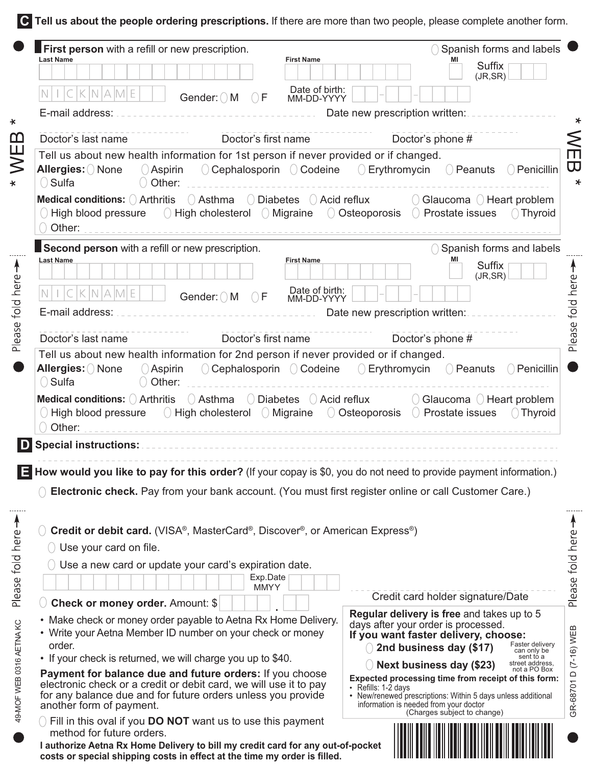## C Tell us about the people ordering prescriptions. If there are more than two people, please complete another form.

### First person with a refill or new prescription.

○ Spanish forms and labels

Last Name First Name MI Suffix (JR,SR)

NICKNAME Gender: ○ M ○ F Date of birth: MM-DD-YYYY

E-mail address: Date new prescription written:

Doctor's last name Doctor's first name Doctor's phone #

Tell us about new health information for 1st person if never provided or if changed.

**Allergies:** ○ None ○ Aspirin ○ Cephalosporin ○ Codeine ○ Erythromycin ○ Peanuts ○ Penicillin ○ Sulfa ○ Other:

**Medical conditions:** ○ Arthritis ○ Asthma ○ Diabetes ○ Acid reflux ○ Glaucoma ○ Heart problem ○ High blood pressure ○ High cholesterol ○ Migraine ○ Osteoporosis ○ Prostate issues ○ Thyroid ○ Other:

### Second person with a refill or new prescription.

○ Spanish forms and labels

Last Name First Name MI Suffix (JR,SR)

NICKNAME Gender: ○ M ○ F Date of birth: MM-DD-YYYY

E-mail address: Date new prescription written:

Doctor's last name Doctor's first name Doctor's phone #

Tell us about new health information for 2nd person if never provided or if changed.

**Allergies:** ○ None ○ Aspirin ○ Cephalosporin ○ Codeine ○ Erythromycin ○ Peanuts ○ Penicillin ○ Sulfa ○ Other:

**Medical conditions:** ○ Arthritis ○ Asthma ○ Diabetes ○ Acid reflux ○ Glaucoma ○ Heart problem ○ High blood pressure ○ High cholesterol ○ Migraine ○ Osteoporosis ○ Prostate issues ○ Thyroid ○ Other:

## D Special instructions:

## E How would you like to pay for this order? (If your copay is $0, you do not need to provide payment information.)

○ **Electronic check.** Pay from your bank account. (You must first register online or call Customer Care.)

○ **Credit or debit card.** (VISA®, MasterCard®, Discover®, or American Express®)

○ Use your card on file.

○ Use a new card or update your card's expiration date.

Exp.Date MMYY

Credit card holder signature/Date

○ **Check or money order.** Amount: $ .

- Make check or money order payable to Aetna Rx Home Delivery.
- Write your Aetna Member ID number on your check or money order.
- If your check is returned, we will charge you up to $40.

**Payment for balance due and future orders:** If you choose electronic check or a credit or debit card, we will use it to pay for any balance due and for future orders unless you provide another form of payment.

○ Fill in this oval if you **DO NOT** want us to use this payment method for future orders.

**I authorize Aetna Rx Home Delivery to bill my credit card for any out-of-pocket costs or special shipping costs in effect at the time my order is filled.**

**Regular delivery is free** and takes up to 5 days after your order is processed.

**If you want faster delivery, choose:**

○ **2nd business day ($17)**

○ **Next business day ($23)**

Faster delivery can only be sent to a street address, not a PO Box

**Expected processing time from receipt of this form:**

- Refills: 1-2 days
- New/renewed prescriptions: Within 5 days unless additional information is needed from your doctor

(Charges subject to change)

49-MOF WEB 0316 AETNA KC

GR-68701 D (7-16) WEB